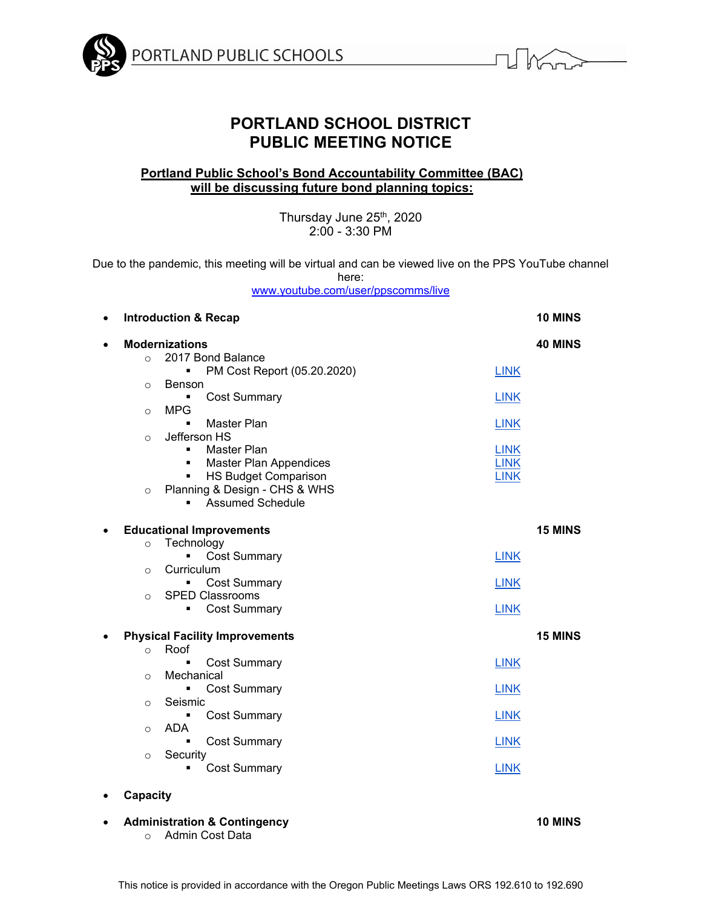PORTLAND PUBLIC SCHOOLS

# PORTLAND SCHOOL DISTRICT
# PUBLIC MEETING NOTICE

**Portland Public School's Bond Accountability Committee (BAC) will be discussing future bond planning topics:**

Thursday June 25th, 2020
2:00 - 3:30 PM

Due to the pandemic, this meeting will be virtual and can be viewed live on the PPS YouTube channel here:
www.youtube.com/user/ppscomms/live

- **Introduction & Recap** — **10 MINS**
- **Modernizations** — **40 MINS**
  - 2017 Bond Balance
    - PM Cost Report (05.20.2020) — LINK
  - Benson
    - Cost Summary — LINK
  - MPG
    - Master Plan — LINK
  - Jefferson HS
    - Master Plan — LINK
    - Master Plan Appendices — LINK
    - HS Budget Comparison — LINK
  - Planning & Design - CHS & WHS
    - Assumed Schedule
- **Educational Improvements** — **15 MINS**
  - Technology
    - Cost Summary — LINK
  - Curriculum
    - Cost Summary — LINK
  - SPED Classrooms
    - Cost Summary — LINK
- **Physical Facility Improvements** — **15 MINS**
  - Roof
    - Cost Summary — LINK
  - Mechanical
    - Cost Summary — LINK
  - Seismic
    - Cost Summary — LINK
  - ADA
    - Cost Summary — LINK
  - Security
    - Cost Summary — LINK
- **Capacity**
- **Administration & Contingency** — **10 MINS**
  - Admin Cost Data

This notice is provided in accordance with the Oregon Public Meetings Laws ORS 192.610 to 192.690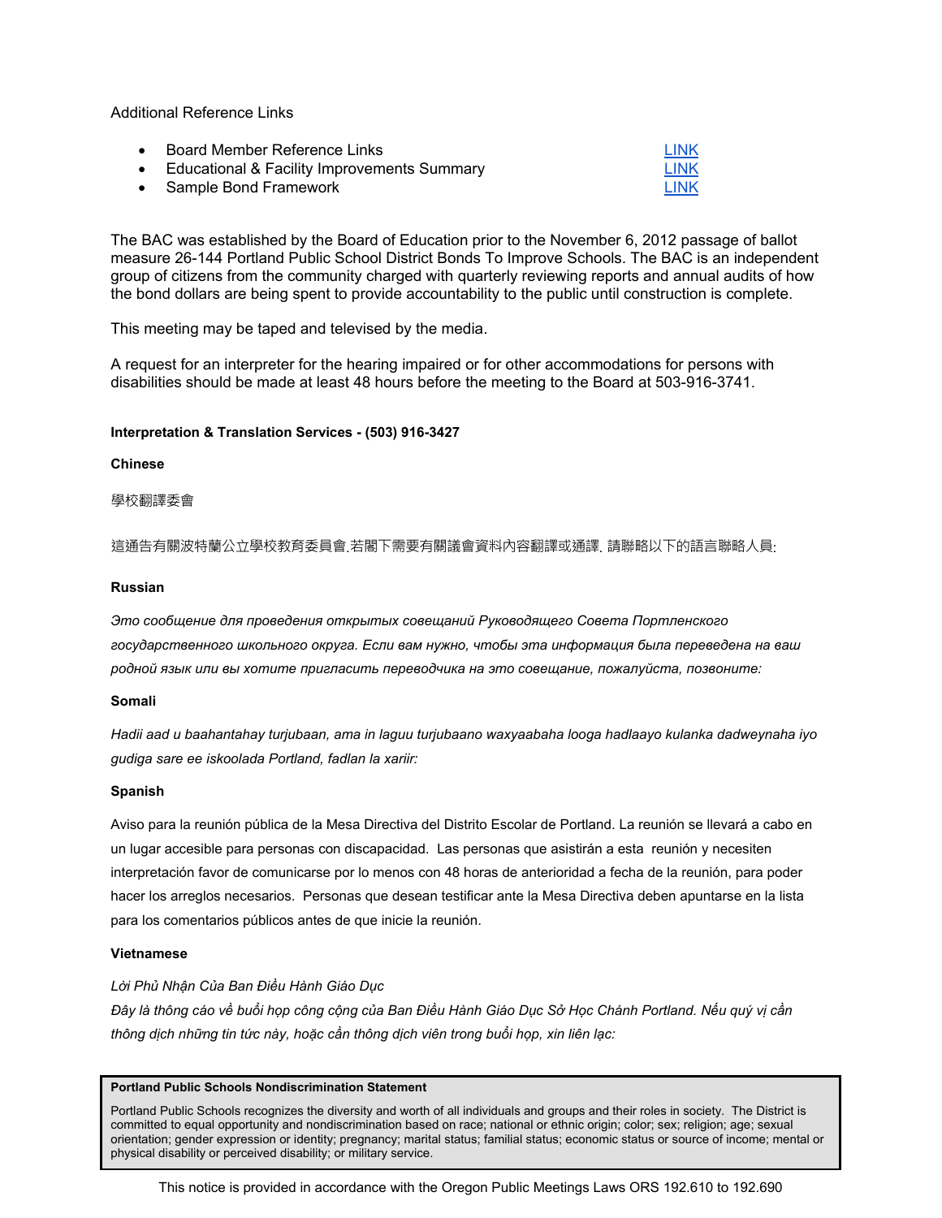Additional Reference Links

- Board Member Reference Links — LINK
- Educational & Facility Improvements Summary — LINK
- Sample Bond Framework — LINK

The BAC was established by the Board of Education prior to the November 6, 2012 passage of ballot measure 26-144 Portland Public School District Bonds To Improve Schools. The BAC is an independent group of citizens from the community charged with quarterly reviewing reports and annual audits of how the bond dollars are being spent to provide accountability to the public until construction is complete.

This meeting may be taped and televised by the media.

A request for an interpreter for the hearing impaired or for other accommodations for persons with disabilities should be made at least 48 hours before the meeting to the Board at 503-916-3741.

**Interpretation & Translation Services - (503) 916-3427**

**Chinese**

學校翻譯委會

這通告有關波特蘭公立學校教育委員會.若閣下需要有關議會資料內容翻譯或通譯. 請聯略以下的語言聯略人員:

**Russian**

*Это сообщение для проведения открытых совещаний Руководящего Совета Портленского государственного школьного округа. Если вам нужно, чтобы эта информация была переведена на ваш родной язык или вы хотите пригласить переводчика на это совещание, пожалуйста, позвоните:*

**Somali**

*Hadii aad u baahantahay turjubaan, ama in laguu turjubaano waxyaabaha looga hadlaayo kulanka dadweynaha iyo gudiga sare ee iskoolada Portland, fadlan la xariir:*

**Spanish**

Aviso para la reunión pública de la Mesa Directiva del Distrito Escolar de Portland. La reunión se llevará a cabo en un lugar accesible para personas con discapacidad. Las personas que asistirán a esta reunión y necesiten interpretación favor de comunicarse por lo menos con 48 horas de anterioridad a fecha de la reunión, para poder hacer los arreglos necesarios. Personas que desean testificar ante la Mesa Directiva deben apuntarse en la lista para los comentarios públicos antes de que inicie la reunión.

**Vietnamese**

*Lời Phủ Nhận Của Ban Điều Hành Giáo Dục*

*Đây là thông cáo về buổi họp công cộng của Ban Điều Hành Giáo Dục Sở Học Chánh Portland. Nếu quý vị cần thông dịch những tin tức này, hoặc cần thông dịch viên trong buổi họp, xin liên lạc:*

**Portland Public Schools Nondiscrimination Statement**

Portland Public Schools recognizes the diversity and worth of all individuals and groups and their roles in society. The District is committed to equal opportunity and nondiscrimination based on race; national or ethnic origin; color; sex; religion; age; sexual orientation; gender expression or identity; pregnancy; marital status; familial status; economic status or source of income; mental or physical disability or perceived disability; or military service.

This notice is provided in accordance with the Oregon Public Meetings Laws ORS 192.610 to 192.690